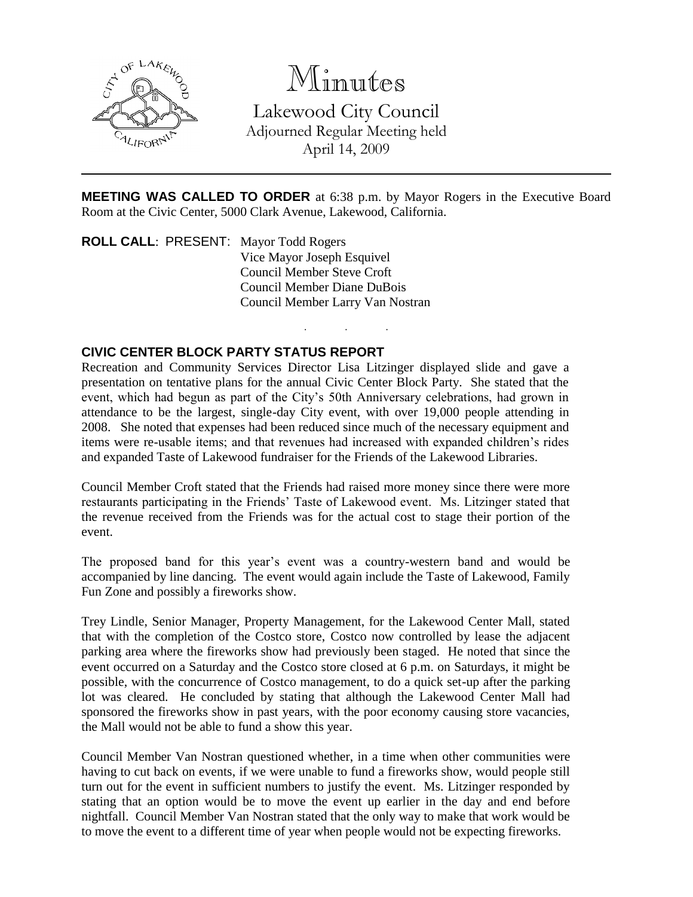# Minutes

Lakewood City Council
Adjourned Regular Meeting held
April 14, 2009

**MEETING WAS CALLED TO ORDER** at 6:38 p.m. by Mayor Rogers in the Executive Board Room at the Civic Center, 5000 Clark Avenue, Lakewood, California.

**ROLL CALL**: PRESENT: Mayor Todd Rogers
Vice Mayor Joseph Esquivel
Council Member Steve Croft
Council Member Diane DuBois
Council Member Larry Van Nostran

. . .

**CIVIC CENTER BLOCK PARTY STATUS REPORT**

Recreation and Community Services Director Lisa Litzinger displayed slide and gave a presentation on tentative plans for the annual Civic Center Block Party. She stated that the event, which had begun as part of the City's 50th Anniversary celebrations, had grown in attendance to be the largest, single-day City event, with over 19,000 people attending in 2008. She noted that expenses had been reduced since much of the necessary equipment and items were re-usable items; and that revenues had increased with expanded children's rides and expanded Taste of Lakewood fundraiser for the Friends of the Lakewood Libraries.

Council Member Croft stated that the Friends had raised more money since there were more restaurants participating in the Friends' Taste of Lakewood event. Ms. Litzinger stated that the revenue received from the Friends was for the actual cost to stage their portion of the event.

The proposed band for this year's event was a country-western band and would be accompanied by line dancing. The event would again include the Taste of Lakewood, Family Fun Zone and possibly a fireworks show.

Trey Lindle, Senior Manager, Property Management, for the Lakewood Center Mall, stated that with the completion of the Costco store, Costco now controlled by lease the adjacent parking area where the fireworks show had previously been staged. He noted that since the event occurred on a Saturday and the Costco store closed at 6 p.m. on Saturdays, it might be possible, with the concurrence of Costco management, to do a quick set-up after the parking lot was cleared. He concluded by stating that although the Lakewood Center Mall had sponsored the fireworks show in past years, with the poor economy causing store vacancies, the Mall would not be able to fund a show this year.

Council Member Van Nostran questioned whether, in a time when other communities were having to cut back on events, if we were unable to fund a fireworks show, would people still turn out for the event in sufficient numbers to justify the event. Ms. Litzinger responded by stating that an option would be to move the event up earlier in the day and end before nightfall. Council Member Van Nostran stated that the only way to make that work would be to move the event to a different time of year when people would not be expecting fireworks.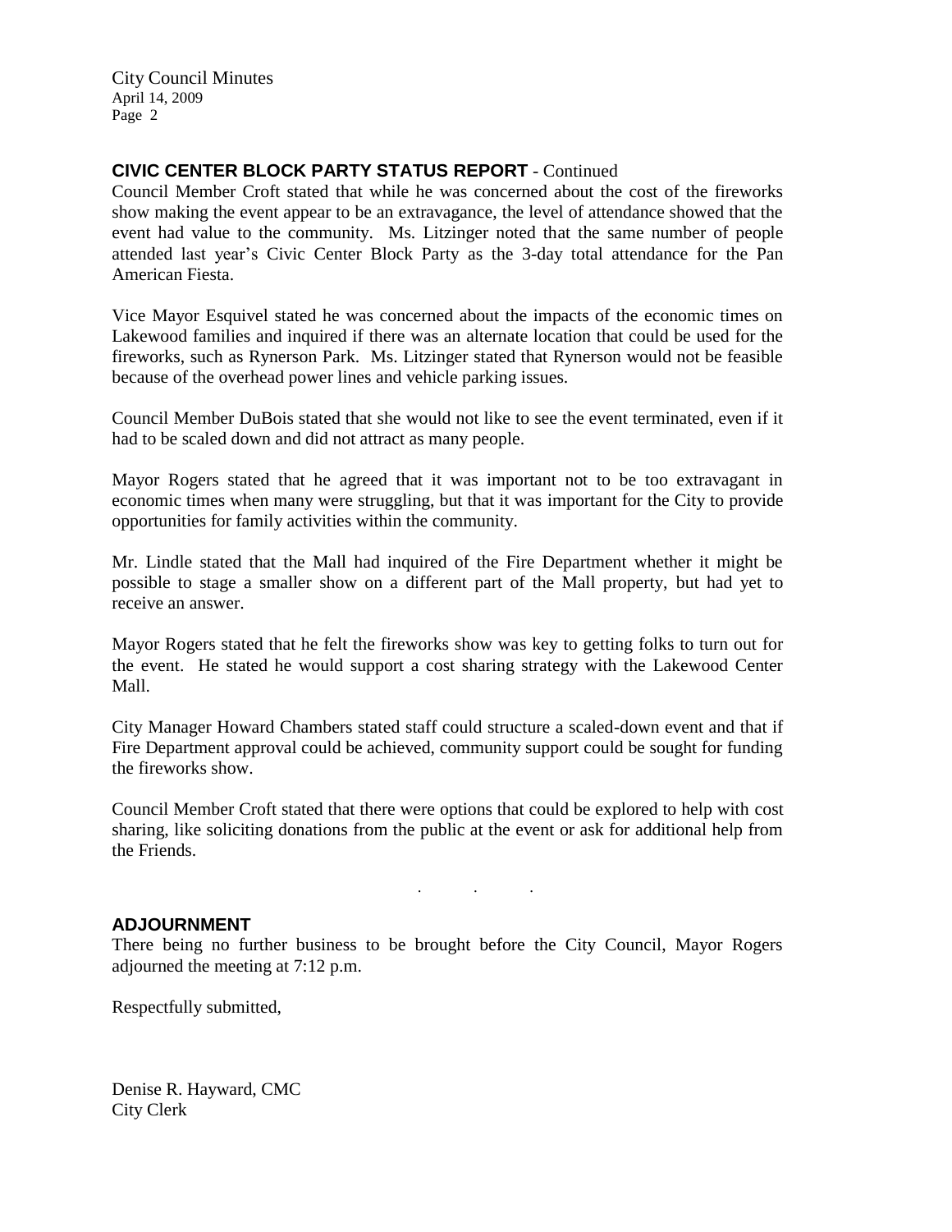## CIVIC CENTER BLOCK PARTY STATUS REPORT - Continued

Council Member Croft stated that while he was concerned about the cost of the fireworks show making the event appear to be an extravagance, the level of attendance showed that the event had value to the community. Ms. Litzinger noted that the same number of people attended last year's Civic Center Block Party as the 3-day total attendance for the Pan American Fiesta.

Vice Mayor Esquivel stated he was concerned about the impacts of the economic times on Lakewood families and inquired if there was an alternate location that could be used for the fireworks, such as Rynerson Park. Ms. Litzinger stated that Rynerson would not be feasible because of the overhead power lines and vehicle parking issues.

Council Member DuBois stated that she would not like to see the event terminated, even if it had to be scaled down and did not attract as many people.

Mayor Rogers stated that he agreed that it was important not to be too extravagant in economic times when many were struggling, but that it was important for the City to provide opportunities for family activities within the community.

Mr. Lindle stated that the Mall had inquired of the Fire Department whether it might be possible to stage a smaller show on a different part of the Mall property, but had yet to receive an answer.

Mayor Rogers stated that he felt the fireworks show was key to getting folks to turn out for the event. He stated he would support a cost sharing strategy with the Lakewood Center Mall.

City Manager Howard Chambers stated staff could structure a scaled-down event and that if Fire Department approval could be achieved, community support could be sought for funding the fireworks show.

Council Member Croft stated that there were options that could be explored to help with cost sharing, like soliciting donations from the public at the event or ask for additional help from the Friends.

. . .

## ADJOURNMENT

There being no further business to be brought before the City Council, Mayor Rogers adjourned the meeting at 7:12 p.m.

Respectfully submitted,

Denise R. Hayward, CMC
City Clerk